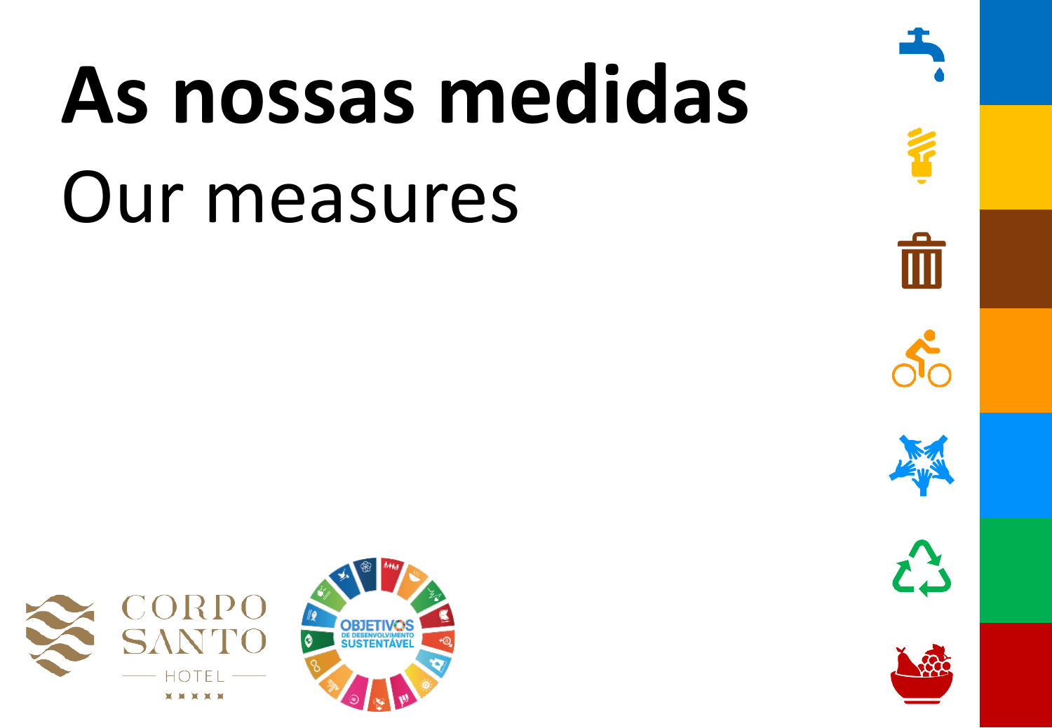# As nossas medidas

## Our measures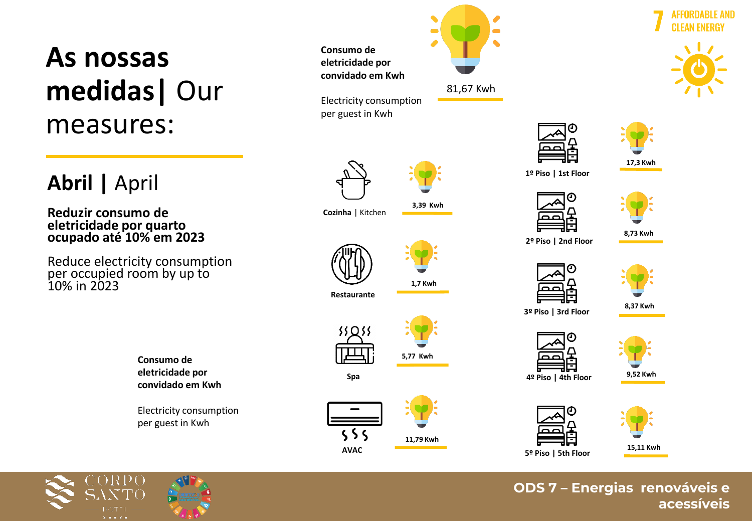# As nossas medidas| Our measures:

## Abril | April

**Reduzir consumo de eletricidade por quarto ocupado até 10% em 2023**

Reduce electricity consumption per occupied room by up to 10% in 2023

**Consumo de eletricidade por convidado em Kwh**

Electricity consumption per guest in Kwh

**Consumo de eletricidade por convidado em Kwh**

Electricity consumption per guest in Kwh

81,67 Kwh

7 AFFORDABLE AND CLEAN ENERGY

| Área | Consumo |
|---|---|
| **Cozinha** \| Kitchen | 3,39 Kwh |
| **Restaurante** | 1,7 Kwh |
| **Spa** | 5,77 Kwh |
| **AVAC** | 11,79 Kwh |
| **1º Piso \| 1st Floor** | 17,3 Kwh |
| **2º Piso \| 2nd Floor** | 8,73 Kwh |
| **3º Piso \| 3rd Floor** | 8,37 Kwh |
| **4º Piso \| 4th Floor** | 9,52 Kwh |
| **5º Piso \| 5th Floor** | 15,11 Kwh |

CORPO SANTO HOTEL

**ODS 7 – Energias renováveis e acessíveis**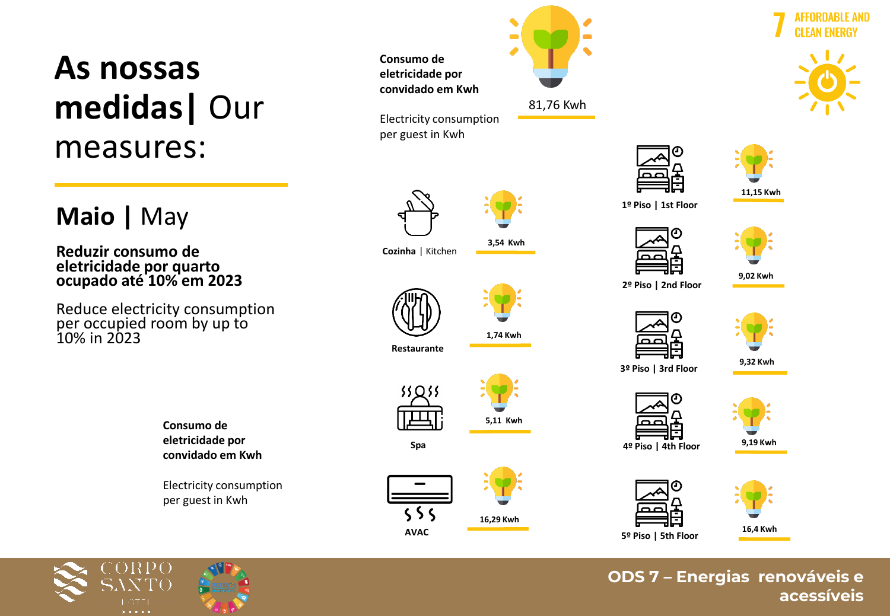# As nossas medidas| Our measures:

## Maio | May

**Reduzir consumo de eletricidade por quarto ocupado até 10% em 2023**

Reduce electricity consumption per occupied room by up to 10% in 2023

**Consumo de eletricidade por convidado em Kwh**

Electricity consumption per guest in Kwh

**Consumo de eletricidade por convidado em Kwh**

Electricity consumption per guest in Kwh

81,76 Kwh

| Área | Consumo |
|---|---|
| **Cozinha** \| Kitchen | 3,54 Kwh |
| **Restaurante** | 1,74 Kwh |
| **Spa** | 5,11 Kwh |
| **AVAC** | 16,29 Kwh |
| 1º Piso \| 1st Floor | 11,15 Kwh |
| 2º Piso \| 2nd Floor | 9,02 Kwh |
| 3º Piso \| 3rd Floor | 9,32 Kwh |
| 4º Piso \| 4th Floor | 9,19 Kwh |
| 5º Piso \| 5th Floor | 16,4 Kwh |

7 AFFORDABLE AND CLEAN ENERGY

CORPO SANTO HOTEL

**ODS 7 – Energias renováveis e acessíveis**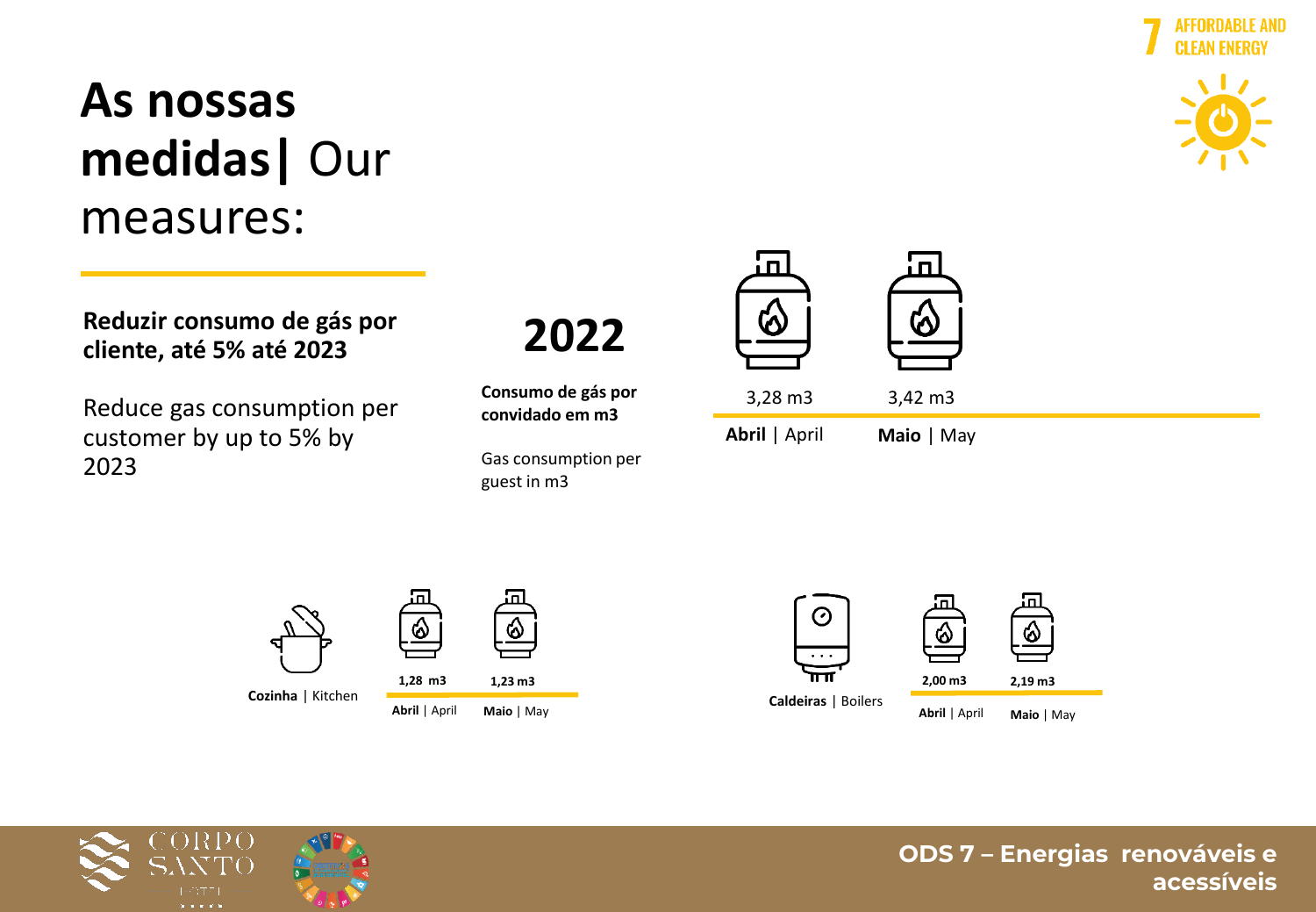# As nossas medidas| Our measures:

7 AFFORDABLE AND CLEAN ENERGY

**Reduzir consumo de gás por cliente, até 5% até 2023**

Reduce gas consumption per customer by up to 5% by 2023

## 2022

**Consumo de gás por convidado em m3**

Gas consumption per guest in m3

3,28 m3
**Abril** | April

3,42 m3
**Maio** | May

**Cozinha** | Kitchen

1,28 m3
**Abril** | April

1,23 m3
**Maio** | May

**Caldeiras** | Boilers

2,00 m3
**Abril** | April

2,19 m3
**Maio** | May

**ODS 7 – Energias renováveis e acessíveis**